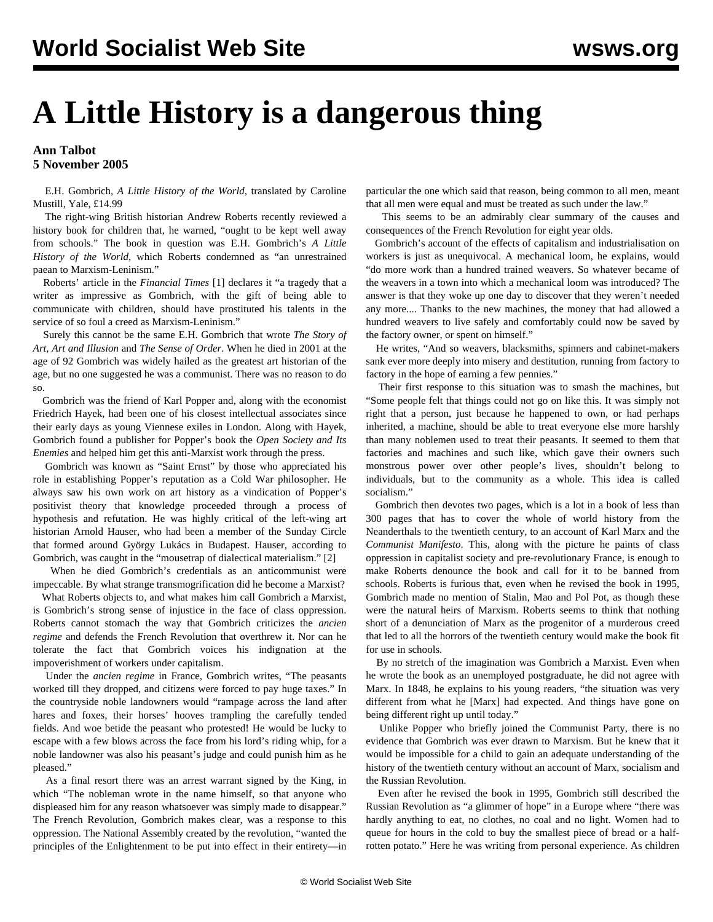# A Little History is a dangerous thing

**Ann Talbot**
**5 November 2005**

E.H. Gombrich, *A Little History of the World*, translated by Caroline Mustill, Yale, £14.99

The right-wing British historian Andrew Roberts recently reviewed a history book for children that, he warned, "ought to be kept well away from schools." The book in question was E.H. Gombrich's *A Little History of the World*, which Roberts condemned as "an unrestrained paean to Marxism-Leninism."

Roberts' article in the *Financial Times* [1] declares it "a tragedy that a writer as impressive as Gombrich, with the gift of being able to communicate with children, should have prostituted his talents in the service of so foul a creed as Marxism-Leninism."

Surely this cannot be the same E.H. Gombrich that wrote *The Story of Art*, *Art and Illusion* and *The Sense of Order*. When he died in 2001 at the age of 92 Gombrich was widely hailed as the greatest art historian of the age, but no one suggested he was a communist. There was no reason to do so.

Gombrich was the friend of Karl Popper and, along with the economist Friedrich Hayek, had been one of his closest intellectual associates since their early days as young Viennese exiles in London. Along with Hayek, Gombrich found a publisher for Popper's book the *Open Society and Its Enemies* and helped him get this anti-Marxist work through the press.

Gombrich was known as "Saint Ernst" by those who appreciated his role in establishing Popper's reputation as a Cold War philosopher. He always saw his own work on art history as a vindication of Popper's positivist theory that knowledge proceeded through a process of hypothesis and refutation. He was highly critical of the left-wing art historian Arnold Hauser, who had been a member of the Sunday Circle that formed around György Lukács in Budapest. Hauser, according to Gombrich, was caught in the "mousetrap of dialectical materialism." [2]

When he died Gombrich's credentials as an anticommunist were impeccable. By what strange transmogrification did he become a Marxist?

What Roberts objects to, and what makes him call Gombrich a Marxist, is Gombrich's strong sense of injustice in the face of class oppression. Roberts cannot stomach the way that Gombrich criticizes the *ancien regime* and defends the French Revolution that overthrew it. Nor can he tolerate the fact that Gombrich voices his indignation at the impoverishment of workers under capitalism.

Under the *ancien regime* in France, Gombrich writes, "The peasants worked till they dropped, and citizens were forced to pay huge taxes." In the countryside noble landowners would "rampage across the land after hares and foxes, their horses' hooves trampling the carefully tended fields. And woe betide the peasant who protested! He would be lucky to escape with a few blows across the face from his lord's riding whip, for a noble landowner was also his peasant's judge and could punish him as he pleased."

As a final resort there was an arrest warrant signed by the King, in which "The nobleman wrote in the name himself, so that anyone who displeased him for any reason whatsoever was simply made to disappear." The French Revolution, Gombrich makes clear, was a response to this oppression. The National Assembly created by the revolution, "wanted the principles of the Enlightenment to be put into effect in their entirety—in particular the one which said that reason, being common to all men, meant that all men were equal and must be treated as such under the law."

This seems to be an admirably clear summary of the causes and consequences of the French Revolution for eight year olds.

Gombrich's account of the effects of capitalism and industrialisation on workers is just as unequivocal. A mechanical loom, he explains, would "do more work than a hundred trained weavers. So whatever became of the weavers in a town into which a mechanical loom was introduced? The answer is that they woke up one day to discover that they weren't needed any more.... Thanks to the new machines, the money that had allowed a hundred weavers to live safely and comfortably could now be saved by the factory owner, or spent on himself."

He writes, "And so weavers, blacksmiths, spinners and cabinet-makers sank ever more deeply into misery and destitution, running from factory to factory in the hope of earning a few pennies."

Their first response to this situation was to smash the machines, but "Some people felt that things could not go on like this. It was simply not right that a person, just because he happened to own, or had perhaps inherited, a machine, should be able to treat everyone else more harshly than many noblemen used to treat their peasants. It seemed to them that factories and machines and such like, which gave their owners such monstrous power over other people's lives, shouldn't belong to individuals, but to the community as a whole. This idea is called socialism."

Gombrich then devotes two pages, which is a lot in a book of less than 300 pages that has to cover the whole of world history from the Neanderthals to the twentieth century, to an account of Karl Marx and the *Communist Manifesto*. This, along with the picture he paints of class oppression in capitalist society and pre-revolutionary France, is enough to make Roberts denounce the book and call for it to be banned from schools. Roberts is furious that, even when he revised the book in 1995, Gombrich made no mention of Stalin, Mao and Pol Pot, as though these were the natural heirs of Marxism. Roberts seems to think that nothing short of a denunciation of Marx as the progenitor of a murderous creed that led to all the horrors of the twentieth century would make the book fit for use in schools.

By no stretch of the imagination was Gombrich a Marxist. Even when he wrote the book as an unemployed postgraduate, he did not agree with Marx. In 1848, he explains to his young readers, "the situation was very different from what he [Marx] had expected. And things have gone on being different right up until today."

Unlike Popper who briefly joined the Communist Party, there is no evidence that Gombrich was ever drawn to Marxism. But he knew that it would be impossible for a child to gain an adequate understanding of the history of the twentieth century without an account of Marx, socialism and the Russian Revolution.

Even after he revised the book in 1995, Gombrich still described the Russian Revolution as "a glimmer of hope" in a Europe where "there was hardly anything to eat, no clothes, no coal and no light. Women had to queue for hours in the cold to buy the smallest piece of bread or a half-rotten potato." Here he was writing from personal experience. As children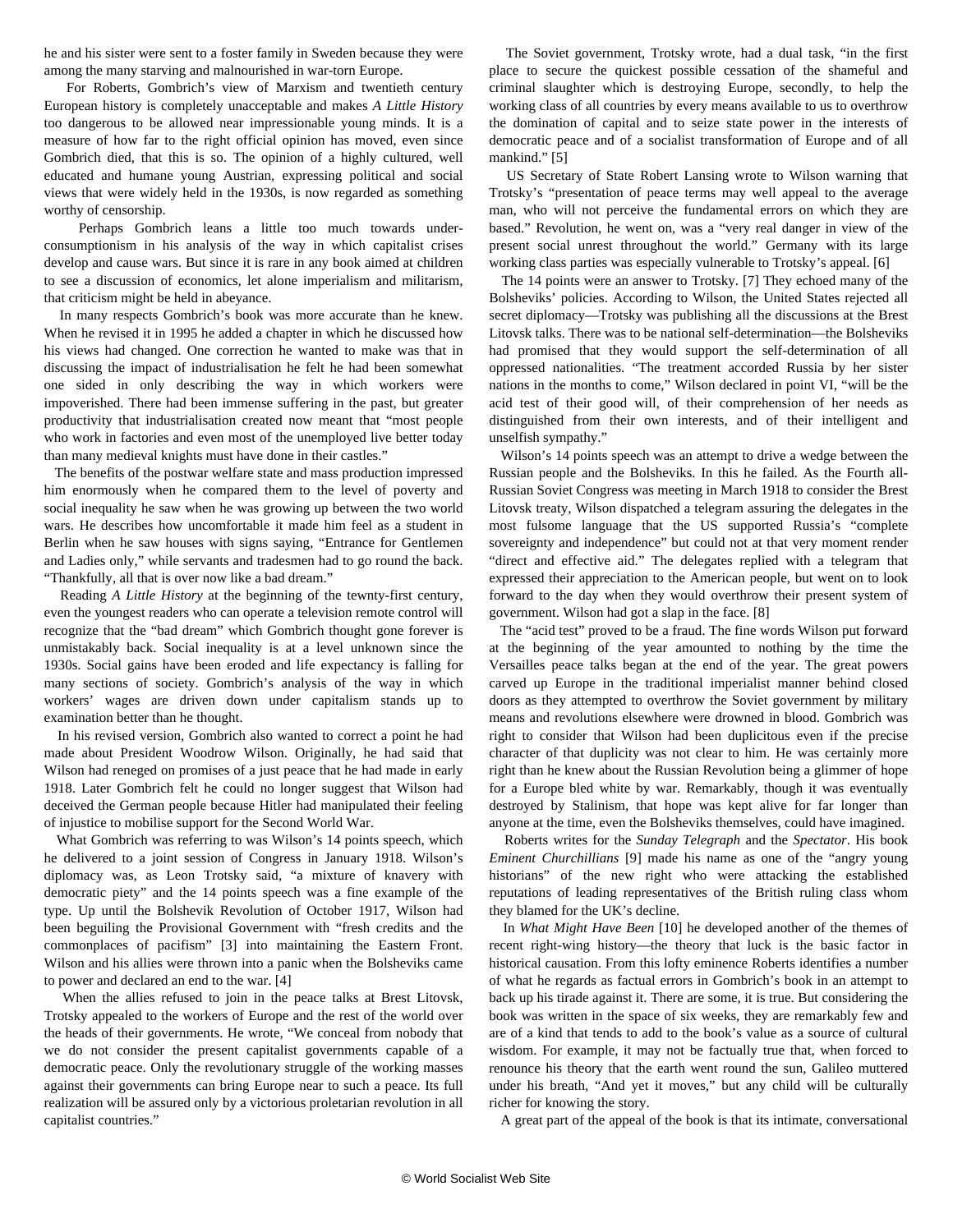he and his sister were sent to a foster family in Sweden because they were among the many starving and malnourished in war-torn Europe.

For Roberts, Gombrich's view of Marxism and twentieth century European history is completely unacceptable and makes *A Little History* too dangerous to be allowed near impressionable young minds. It is a measure of how far to the right official opinion has moved, even since Gombrich died, that this is so. The opinion of a highly cultured, well educated and humane young Austrian, expressing political and social views that were widely held in the 1930s, is now regarded as something worthy of censorship.

Perhaps Gombrich leans a little too much towards under-consumptionism in his analysis of the way in which capitalist crises develop and cause wars. But since it is rare in any book aimed at children to see a discussion of economics, let alone imperialism and militarism, that criticism might be held in abeyance.

In many respects Gombrich's book was more accurate than he knew. When he revised it in 1995 he added a chapter in which he discussed how his views had changed. One correction he wanted to make was that in discussing the impact of industrialisation he felt he had been somewhat one sided in only describing the way in which workers were impoverished. There had been immense suffering in the past, but greater productivity that industrialisation created now meant that "most people who work in factories and even most of the unemployed live better today than many medieval knights must have done in their castles."

The benefits of the postwar welfare state and mass production impressed him enormously when he compared them to the level of poverty and social inequality he saw when he was growing up between the two world wars. He describes how uncomfortable it made him feel as a student in Berlin when he saw houses with signs saying, "Entrance for Gentlemen and Ladies only," while servants and tradesmen had to go round the back. "Thankfully, all that is over now like a bad dream."

Reading *A Little History* at the beginning of the twenty-first century, even the youngest readers who can operate a television remote control will recognize that the "bad dream" which Gombrich thought gone forever is unmistakably back. Social inequality is at a level unknown since the 1930s. Social gains have been eroded and life expectancy is falling for many sections of society. Gombrich's analysis of the way in which workers' wages are driven down under capitalism stands up to examination better than he thought.

In his revised version, Gombrich also wanted to correct a point he had made about President Woodrow Wilson. Originally, he had said that Wilson had reneged on promises of a just peace that he had made in early 1918. Later Gombrich felt he could no longer suggest that Wilson had deceived the German people because Hitler had manipulated their feeling of injustice to mobilise support for the Second World War.

What Gombrich was referring to was Wilson's 14 points speech, which he delivered to a joint session of Congress in January 1918. Wilson's diplomacy was, as Leon Trotsky said, "a mixture of knavery with democratic piety" and the 14 points speech was a fine example of the type. Up until the Bolshevik Revolution of October 1917, Wilson had been beguiling the Provisional Government with "fresh credits and the commonplaces of pacifism" [3] into maintaining the Eastern Front. Wilson and his allies were thrown into a panic when the Bolsheviks came to power and declared an end to the war. [4]

When the allies refused to join in the peace talks at Brest Litovsk, Trotsky appealed to the workers of Europe and the rest of the world over the heads of their governments. He wrote, "We conceal from nobody that we do not consider the present capitalist governments capable of a democratic peace. Only the revolutionary struggle of the working masses against their governments can bring Europe near to such a peace. Its full realization will be assured only by a victorious proletarian revolution in all capitalist countries."

The Soviet government, Trotsky wrote, had a dual task, "in the first place to secure the quickest possible cessation of the shameful and criminal slaughter which is destroying Europe, secondly, to help the working class of all countries by every means available to us to overthrow the domination of capital and to seize state power in the interests of democratic peace and of a socialist transformation of Europe and of all mankind." [5]

US Secretary of State Robert Lansing wrote to Wilson warning that Trotsky's "presentation of peace terms may well appeal to the average man, who will not perceive the fundamental errors on which they are based." Revolution, he went on, was a "very real danger in view of the present social unrest throughout the world." Germany with its large working class parties was especially vulnerable to Trotsky's appeal. [6]

The 14 points were an answer to Trotsky. [7] They echoed many of the Bolsheviks' policies. According to Wilson, the United States rejected all secret diplomacy—Trotsky was publishing all the discussions at the Brest Litovsk talks. There was to be national self-determination—the Bolsheviks had promised that they would support the self-determination of all oppressed nationalities. "The treatment accorded Russia by her sister nations in the months to come," Wilson declared in point VI, "will be the acid test of their good will, of their comprehension of her needs as distinguished from their own interests, and of their intelligent and unselfish sympathy."

Wilson's 14 points speech was an attempt to drive a wedge between the Russian people and the Bolsheviks. In this he failed. As the Fourth all-Russian Soviet Congress was meeting in March 1918 to consider the Brest Litovsk treaty, Wilson dispatched a telegram assuring the delegates in the most fulsome language that the US supported Russia's "complete sovereignty and independence" but could not at that very moment render "direct and effective aid." The delegates replied with a telegram that expressed their appreciation to the American people, but went on to look forward to the day when they would overthrow their present system of government. Wilson had got a slap in the face. [8]

The "acid test" proved to be a fraud. The fine words Wilson put forward at the beginning of the year amounted to nothing by the time the Versailles peace talks began at the end of the year. The great powers carved up Europe in the traditional imperialist manner behind closed doors as they attempted to overthrow the Soviet government by military means and revolutions elsewhere were drowned in blood. Gombrich was right to consider that Wilson had been duplicitous even if the precise character of that duplicity was not clear to him. He was certainly more right than he knew about the Russian Revolution being a glimmer of hope for a Europe bled white by war. Remarkably, though it was eventually destroyed by Stalinism, that hope was kept alive for far longer than anyone at the time, even the Bolsheviks themselves, could have imagined.

Roberts writes for the *Sunday Telegraph* and the *Spectator*. His book *Eminent Churchillians* [9] made his name as one of the "angry young historians" of the new right who were attacking the established reputations of leading representatives of the British ruling class whom they blamed for the UK's decline.

In *What Might Have Been* [10] he developed another of the themes of recent right-wing history—the theory that luck is the basic factor in historical causation. From this lofty eminence Roberts identifies a number of what he regards as factual errors in Gombrich's book in an attempt to back up his tirade against it. There are some, it is true. But considering the book was written in the space of six weeks, they are remarkably few and are of a kind that tends to add to the book's value as a source of cultural wisdom. For example, it may not be factually true that, when forced to renounce his theory that the earth went round the sun, Galileo muttered under his breath, "And yet it moves," but any child will be culturally richer for knowing the story.

A great part of the appeal of the book is that its intimate, conversational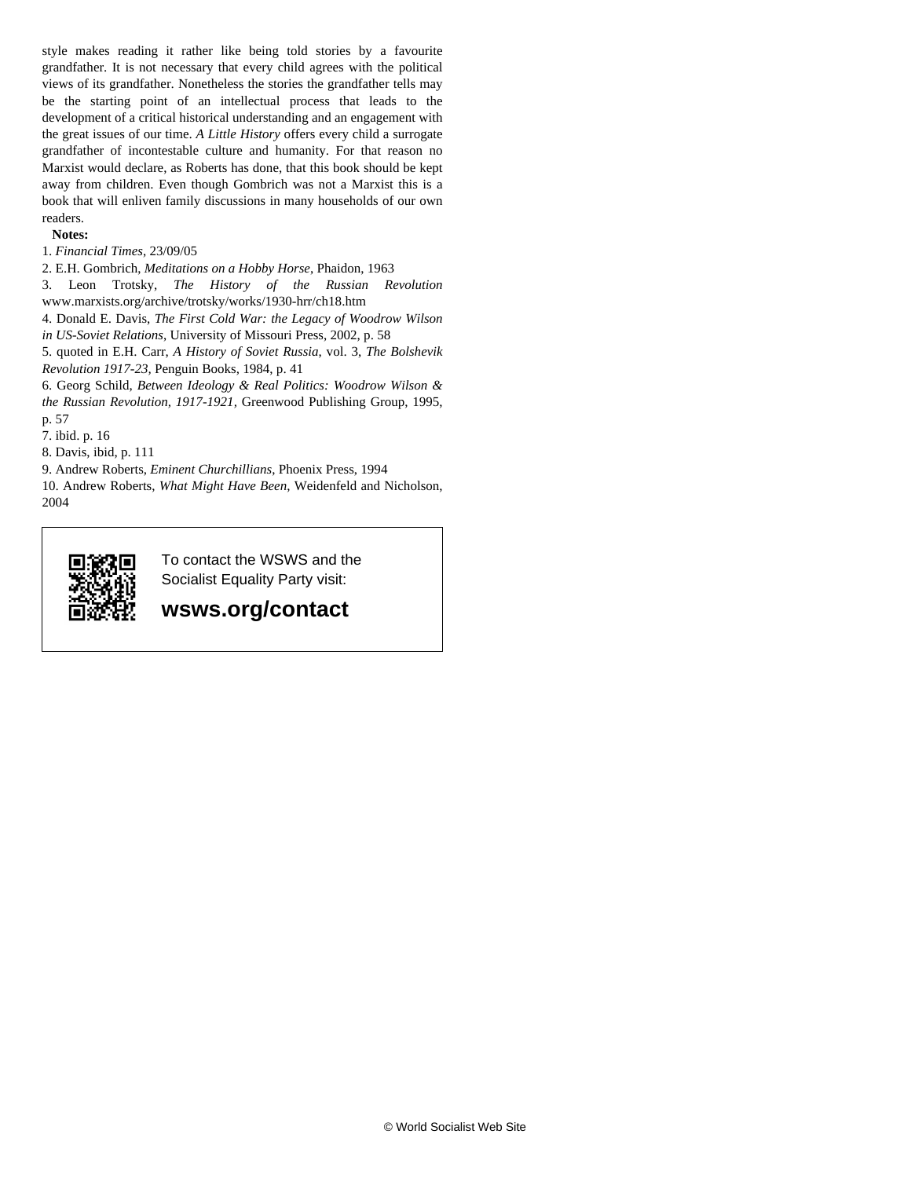style makes reading it rather like being told stories by a favourite grandfather. It is not necessary that every child agrees with the political views of its grandfather. Nonetheless the stories the grandfather tells may be the starting point of an intellectual process that leads to the development of a critical historical understanding and an engagement with the great issues of our time. *A Little History* offers every child a surrogate grandfather of incontestable culture and humanity. For that reason no Marxist would declare, as Roberts has done, that this book should be kept away from children. Even though Gombrich was not a Marxist this is a book that will enliven family discussions in many households of our own readers.

**Notes:**

1. *Financial Times*, 23/09/05
2. E.H. Gombrich, *Meditations on a Hobby Horse*, Phaidon, 1963
3. Leon Trotsky, *The History of the Russian Revolution* www.marxists.org/archive/trotsky/works/1930-hrr/ch18.htm
4. Donald E. Davis, *The First Cold War: the Legacy of Woodrow Wilson in US-Soviet Relations*, University of Missouri Press, 2002, p. 58
5. quoted in E.H. Carr, *A History of Soviet Russia*, vol. 3, *The Bolshevik Revolution 1917-23*, Penguin Books, 1984, p. 41
6. Georg Schild, *Between Ideology & Real Politics: Woodrow Wilson & the Russian Revolution, 1917-1921*, Greenwood Publishing Group, 1995, p. 57
7. ibid. p. 16
8. Davis, ibid, p. 111
9. Andrew Roberts, *Eminent Churchillians*, Phoenix Press, 1994
10. Andrew Roberts, *What Might Have Been*, Weidenfeld and Nicholson, 2004

To contact the WSWS and the Socialist Equality Party visit:

**wsws.org/contact**